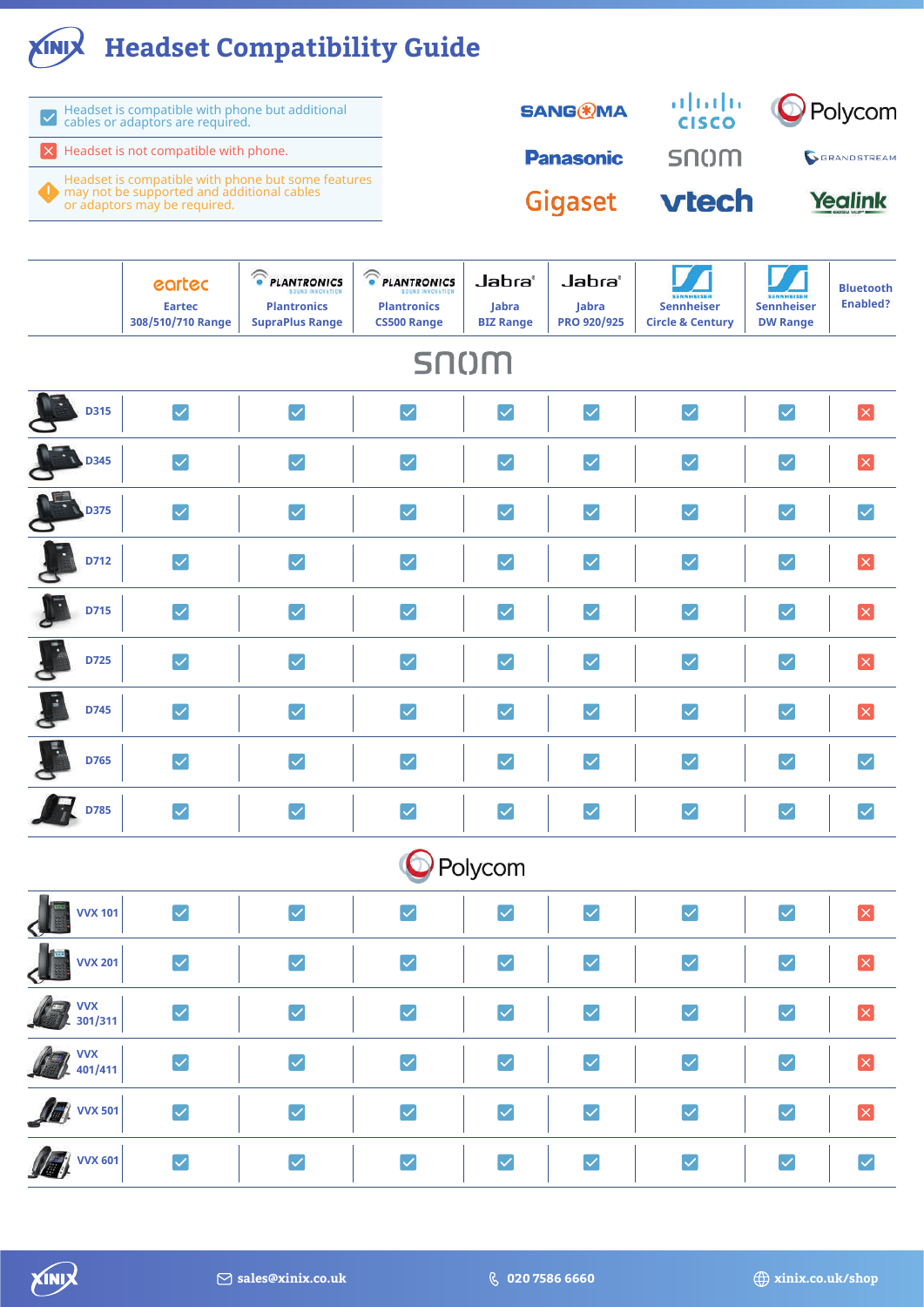# Headset Compatibility Guide

- ✅ Headset is compatible with phone but additional cables or adaptors are required.
- ❌ Headset is not compatible with phone.
- ⚠️ Headset is compatible with phone but some features may not be supported and additional cables or adaptors may be required.

Sangoma · Cisco · Polycom · Panasonic · snom · Grandstream · Gigaset · vtech · Yealink

| | Eartec 308/510/710 Range | Plantronics SupraPlus Range | Plantronics CS500 Range | Jabra BIZ Range | Jabra PRO 920/925 | Sennheiser Circle & Century | Sennheiser DW Range | Bluetooth Enabled? |
|---|---|---|---|---|---|---|---|---|
| **snom** | | | | | | | | |
| D315 | ✅ | ✅ | ✅ | ✅ | ✅ | ✅ | ✅ | ❌ |
| D345 | ✅ | ✅ | ✅ | ✅ | ✅ | ✅ | ✅ | ❌ |
| D375 | ✅ | ✅ | ✅ | ✅ | ✅ | ✅ | ✅ | ✅ |
| D712 | ✅ | ✅ | ✅ | ✅ | ✅ | ✅ | ✅ | ❌ |
| D715 | ✅ | ✅ | ✅ | ✅ | ✅ | ✅ | ✅ | ❌ |
| D725 | ✅ | ✅ | ✅ | ✅ | ✅ | ✅ | ✅ | ❌ |
| D745 | ✅ | ✅ | ✅ | ✅ | ✅ | ✅ | ✅ | ❌ |
| D765 | ✅ | ✅ | ✅ | ✅ | ✅ | ✅ | ✅ | ✅ |
| D785 | ✅ | ✅ | ✅ | ✅ | ✅ | ✅ | ✅ | ✅ |
| **Polycom** | | | | | | | | |
| VVX 101 | ✅ | ✅ | ✅ | ✅ | ✅ | ✅ | ✅ | ❌ |
| VVX 201 | ✅ | ✅ | ✅ | ✅ | ✅ | ✅ | ✅ | ❌ |
| VVX 301/311 | ✅ | ✅ | ✅ | ✅ | ✅ | ✅ | ✅ | ❌ |
| VVX 401/411 | ✅ | ✅ | ✅ | ✅ | ✅ | ✅ | ✅ | ❌ |
| VVX 501 | ✅ | ✅ | ✅ | ✅ | ✅ | ✅ | ✅ | ❌ |
| VVX 601 | ✅ | ✅ | ✅ | ✅ | ✅ | ✅ | ✅ | ✅ |

sales@xinix.co.uk · 020 7586 6660 · xinix.co.uk/shop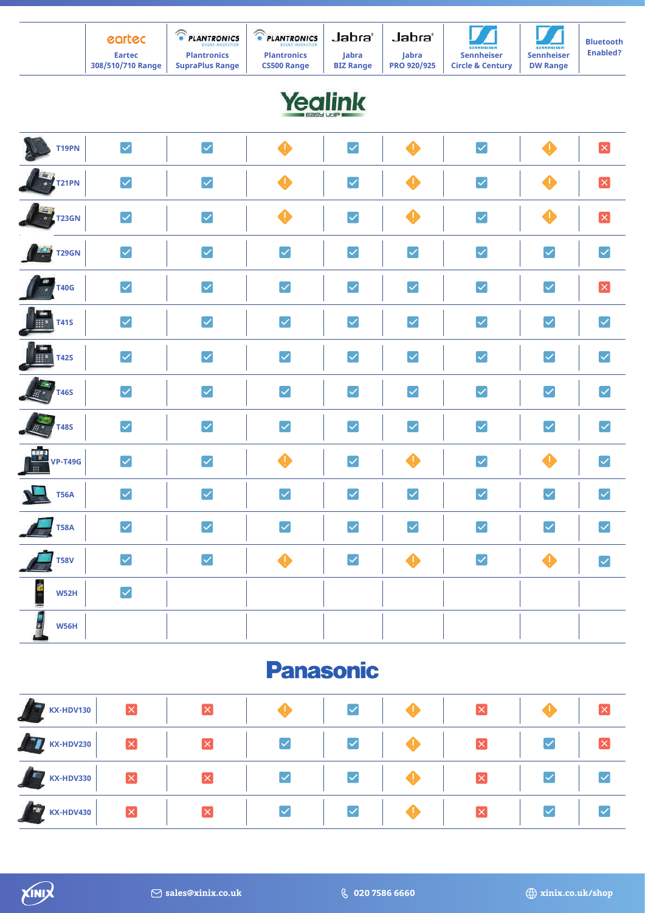| | Eartec 308/510/710 Range | Plantronics SupraPlus Range | Plantronics CS500 Range | Jabra BIZ Range | Jabra PRO 920/925 | Sennheiser Circle & Century | Sennheiser DW Range | Bluetooth Enabled? |
|---|---|---|---|---|---|---|---|---|
| **Yealink** | | | | | | | | |
| T19PN | ✓ | ✓ | ! | ✓ | ! | ✓ | ! | ✗ |
| T21PN | ✓ | ✓ | ! | ✓ | ! | ✓ | ! | ✗ |
| T23GN | ✓ | ✓ | ! | ✓ | ! | ✓ | ! | ✗ |
| T29GN | ✓ | ✓ | ✓ | ✓ | ✓ | ✓ | ✓ | ✓ |
| T40G | ✓ | ✓ | ✓ | ✓ | ✓ | ✓ | ✓ | ✗ |
| T41S | ✓ | ✓ | ✓ | ✓ | ✓ | ✓ | ✓ | ✓ |
| T42S | ✓ | ✓ | ✓ | ✓ | ✓ | ✓ | ✓ | ✓ |
| T46S | ✓ | ✓ | ✓ | ✓ | ✓ | ✓ | ✓ | ✓ |
| T48S | ✓ | ✓ | ✓ | ✓ | ✓ | ✓ | ✓ | ✓ |
| VP-T49G | ✓ | ✓ | ! | ✓ | ! | ✓ | ! | ✓ |
| T56A | ✓ | ✓ | ✓ | ✓ | ✓ | ✓ | ✓ | ✓ |
| T58A | ✓ | ✓ | ✓ | ✓ | ✓ | ✓ | ✓ | ✓ |
| T58V | ✓ | ✓ | ! | ✓ | ! | ✓ | ! | ✓ |
| W52H | ✓ | | | | | | | |
| W56H | | | | | | | | |
| **Panasonic** | | | | | | | | |
| KX-HDV130 | ✗ | ✗ | ! | ✓ | ! | ✗ | ! | ✗ |
| KX-HDV230 | ✗ | ✗ | ✓ | ✓ | ! | ✗ | ✓ | ✗ |
| KX-HDV330 | ✗ | ✗ | ✓ | ✓ | ! | ✗ | ✓ | ✓ |
| KX-HDV430 | ✗ | ✗ | ✓ | ✓ | ! | ✗ | ✓ | ✓ |

sales@xinix.co.uk | 020 7586 6660 | xinix.co.uk/shop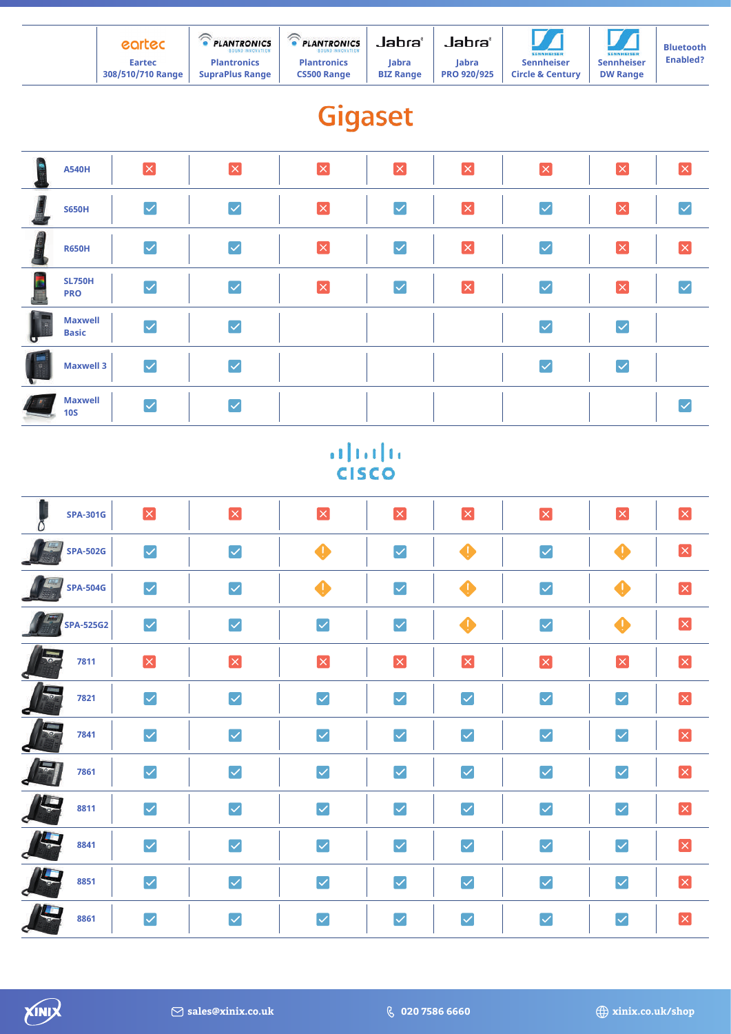| | Eartec 308/510/710 Range | Plantronics SupraPlus Range | Plantronics CS500 Range | Jabra BIZ Range | Jabra PRO 920/925 | Sennheiser Circle & Century | Sennheiser DW Range | Bluetooth Enabled? |
|---|---|---|---|---|---|---|---|---|

## Gigaset

| | Eartec 308/510/710 Range | Plantronics SupraPlus Range | Plantronics CS500 Range | Jabra BIZ Range | Jabra PRO 920/925 | Sennheiser Circle & Century | Sennheiser DW Range | Bluetooth Enabled? |
|---|---|---|---|---|---|---|---|---|
| A540H | ❌ | ❌ | ❌ | ❌ | ❌ | ❌ | ❌ | ❌ |
| S650H | ✅ | ✅ | ❌ | ✅ | ❌ | ✅ | ❌ | ✅ |
| R650H | ✅ | ✅ | ❌ | ✅ | ❌ | ✅ | ❌ | ❌ |
| SL750H PRO | ✅ | ✅ | ❌ | ✅ | ❌ | ✅ | ❌ | ✅ |
| Maxwell Basic | ✅ | ✅ | | | | ✅ | ✅ | |
| Maxwell 3 | ✅ | ✅ | | | | ✅ | ✅ | |
| Maxwell 10S | ✅ | ✅ | | | | | | ✅ |

## Cisco

| | Eartec 308/510/710 Range | Plantronics SupraPlus Range | Plantronics CS500 Range | Jabra BIZ Range | Jabra PRO 920/925 | Sennheiser Circle & Century | Sennheiser DW Range | Bluetooth Enabled? |
|---|---|---|---|---|---|---|---|---|
| SPA-301G | ❌ | ❌ | ❌ | ❌ | ❌ | ❌ | ❌ | ❌ |
| SPA-502G | ✅ | ✅ | ⚠️ | ✅ | ⚠️ | ✅ | ⚠️ | ❌ |
| SPA-504G | ✅ | ✅ | ⚠️ | ✅ | ⚠️ | ✅ | ⚠️ | ❌ |
| SPA-525G2 | ✅ | ✅ | ✅ | ✅ | ⚠️ | ✅ | ⚠️ | ❌ |
| 7811 | ❌ | ❌ | ❌ | ❌ | ❌ | ❌ | ❌ | ❌ |
| 7821 | ✅ | ✅ | ✅ | ✅ | ✅ | ✅ | ✅ | ❌ |
| 7841 | ✅ | ✅ | ✅ | ✅ | ✅ | ✅ | ✅ | ❌ |
| 7861 | ✅ | ✅ | ✅ | ✅ | ✅ | ✅ | ✅ | ❌ |
| 8811 | ✅ | ✅ | ✅ | ✅ | ✅ | ✅ | ✅ | ❌ |
| 8841 | ✅ | ✅ | ✅ | ✅ | ✅ | ✅ | ✅ | ❌ |
| 8851 | ✅ | ✅ | ✅ | ✅ | ✅ | ✅ | ✅ | ❌ |
| 8861 | ✅ | ✅ | ✅ | ✅ | ✅ | ✅ | ✅ | ❌ |

XINIX | sales@xinix.co.uk | 020 7586 6660 | xinix.co.uk/shop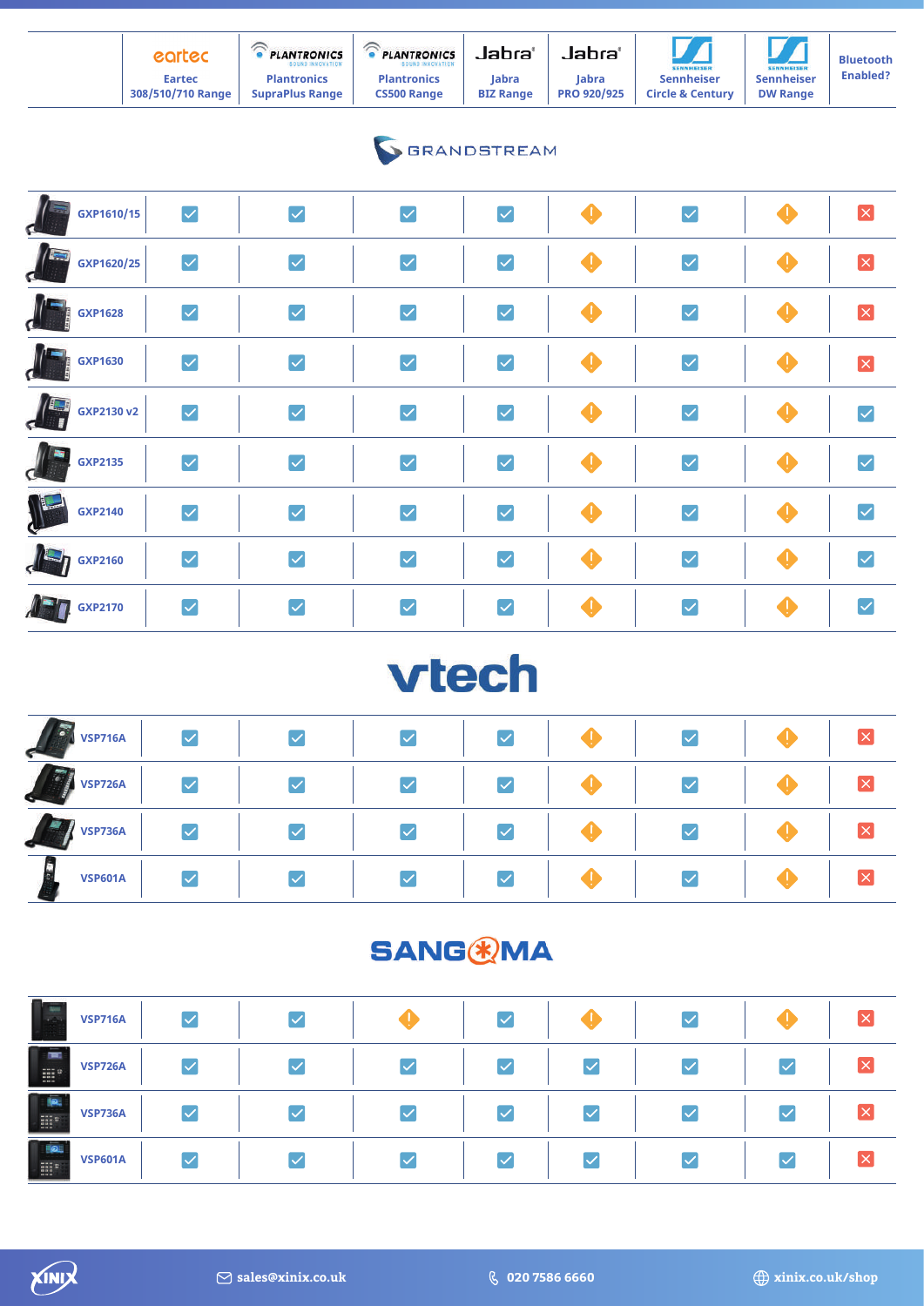| | Eartec 308/510/710 Range | Plantronics SupraPlus Range | Plantronics CS500 Range | Jabra BIZ Range | Jabra PRO 920/925 | Sennheiser Circle & Century | Sennheiser DW Range | Bluetooth Enabled? |
|---|---|---|---|---|---|---|---|---|
| **GRANDSTREAM** | | | | | | | | |
| GXP1610/15 | ✓ | ✓ | ✓ | ✓ | ! | ✓ | ! | ✗ |
| GXP1620/25 | ✓ | ✓ | ✓ | ✓ | ! | ✓ | ! | ✗ |
| GXP1628 | ✓ | ✓ | ✓ | ✓ | ! | ✓ | ! | ✗ |
| GXP1630 | ✓ | ✓ | ✓ | ✓ | ! | ✓ | ! | ✗ |
| GXP2130 v2 | ✓ | ✓ | ✓ | ✓ | ! | ✓ | ! | ✓ |
| GXP2135 | ✓ | ✓ | ✓ | ✓ | ! | ✓ | ! | ✓ |
| GXP2140 | ✓ | ✓ | ✓ | ✓ | ! | ✓ | ! | ✓ |
| GXP2160 | ✓ | ✓ | ✓ | ✓ | ! | ✓ | ! | ✓ |
| GXP2170 | ✓ | ✓ | ✓ | ✓ | ! | ✓ | ! | ✓ |
| **vtech** | | | | | | | | |
| VSP716A | ✓ | ✓ | ✓ | ✓ | ! | ✓ | ! | ✗ |
| VSP726A | ✓ | ✓ | ✓ | ✓ | ! | ✓ | ! | ✗ |
| VSP736A | ✓ | ✓ | ✓ | ✓ | ! | ✓ | ! | ✗ |
| VSP601A | ✓ | ✓ | ✓ | ✓ | ! | ✓ | ! | ✗ |
| **SANGOMA** | | | | | | | | |
| VSP716A | ✓ | ✓ | ! | ✓ | ! | ✓ | ! | ✗ |
| VSP726A | ✓ | ✓ | ✓ | ✓ | ✓ | ✓ | ✓ | ✗ |
| VSP736A | ✓ | ✓ | ✓ | ✓ | ✓ | ✓ | ✓ | ✗ |
| VSP601A | ✓ | ✓ | ✓ | ✓ | ✓ | ✓ | ✓ | ✗ |

XINIX

sales@xinix.co.uk | 020 7586 6660 | xinix.co.uk/shop